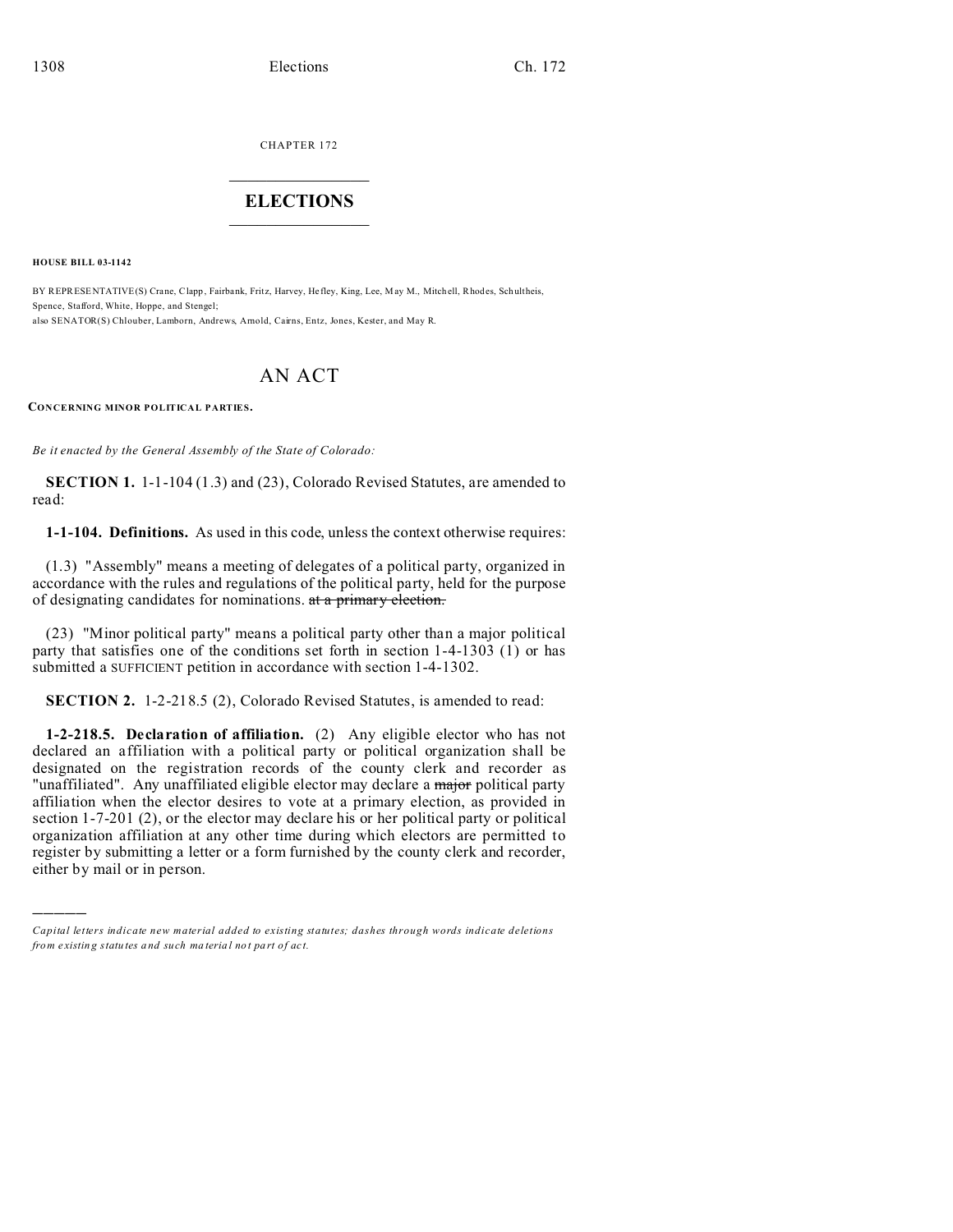CHAPTER 172

# ELECTIONS

**HOUSE BILL 03-1142**

BY REPRESENTATIVE(S) Crane, Clapp, Fairbank, Fritz, Harvey, Hefley, King, Lee, May M., Mitchell, Rhodes, Schultheis, Spence, Stafford, White, Hoppe, and Stengel;
also SENATOR(S) Chlouber, Lamborn, Andrews, Arnold, Cairns, Entz, Jones, Kester, and May R.

# AN ACT

**CONCERNING MINOR POLITICAL PARTIES.**

*Be it enacted by the General Assembly of the State of Colorado:*

**SECTION 1.** 1-1-104 (1.3) and (23), Colorado Revised Statutes, are amended to read:

**1-1-104. Definitions.** As used in this code, unless the context otherwise requires:

(1.3) "Assembly" means a meeting of delegates of a political party, organized in accordance with the rules and regulations of the political party, held for the purpose of designating candidates for nominations. ~~at a primary election.~~

(23) "Minor political party" means a political party other than a major political party that satisfies one of the conditions set forth in section 1-4-1303 (1) or has submitted a SUFFICIENT petition in accordance with section 1-4-1302.

**SECTION 2.** 1-2-218.5 (2), Colorado Revised Statutes, is amended to read:

**1-2-218.5. Declaration of affiliation.** (2) Any eligible elector who has not declared an affiliation with a political party or political organization shall be designated on the registration records of the county clerk and recorder as "unaffiliated". Any unaffiliated eligible elector may declare a ~~major~~ political party affiliation when the elector desires to vote at a primary election, as provided in section 1-7-201 (2), or the elector may declare his or her political party or political organization affiliation at any other time during which electors are permitted to register by submitting a letter or a form furnished by the county clerk and recorder, either by mail or in person.

---

*Capital letters indicate new material added to existing statutes; dashes through words indicate deletions from existing statutes and such material not part of act.*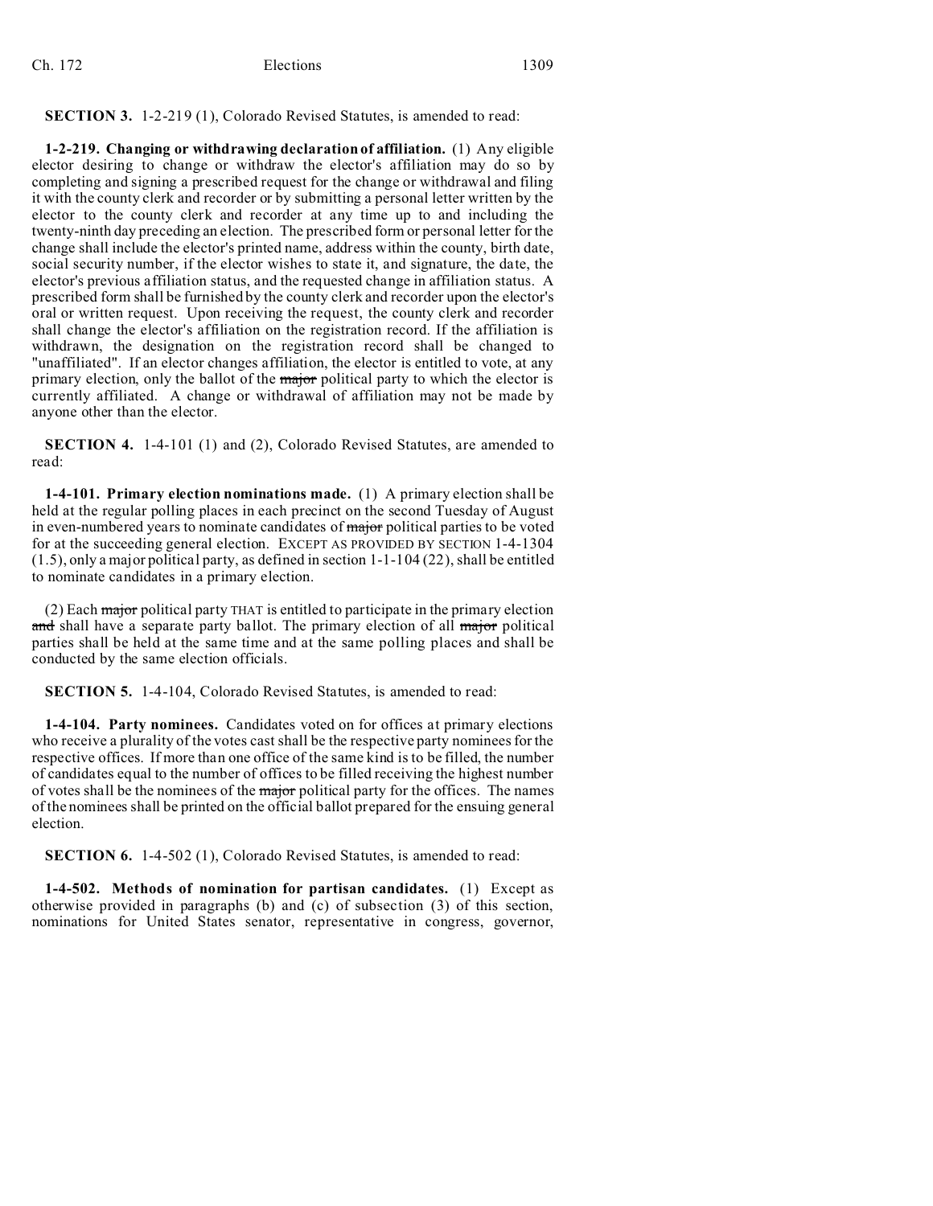**SECTION 3.** 1-2-219 (1), Colorado Revised Statutes, is amended to read:

**1-2-219. Changing or withdrawing declaration of affiliation.** (1) Any eligible elector desiring to change or withdraw the elector's affiliation may do so by completing and signing a prescribed request for the change or withdrawal and filing it with the county clerk and recorder or by submitting a personal letter written by the elector to the county clerk and recorder at any time up to and including the twenty-ninth day preceding an election. The prescribed form or personal letter for the change shall include the elector's printed name, address within the county, birth date, social security number, if the elector wishes to state it, and signature, the date, the elector's previous affiliation status, and the requested change in affiliation status. A prescribed form shall be furnished by the county clerk and recorder upon the elector's oral or written request. Upon receiving the request, the county clerk and recorder shall change the elector's affiliation on the registration record. If the affiliation is withdrawn, the designation on the registration record shall be changed to "unaffiliated". If an elector changes affiliation, the elector is entitled to vote, at any primary election, only the ballot of the ~~major~~ political party to which the elector is currently affiliated. A change or withdrawal of affiliation may not be made by anyone other than the elector.

**SECTION 4.** 1-4-101 (1) and (2), Colorado Revised Statutes, are amended to read:

**1-4-101. Primary election nominations made.** (1) A primary election shall be held at the regular polling places in each precinct on the second Tuesday of August in even-numbered years to nominate candidates of ~~major~~ political parties to be voted for at the succeeding general election. EXCEPT AS PROVIDED BY SECTION 1-4-1304 (1.5), ONLY A MAJOR POLITICAL PARTY, AS DEFINED IN SECTION 1-1-104 (22), SHALL BE ENTITLED TO NOMINATE CANDIDATES IN A PRIMARY ELECTION.

(2) Each ~~major~~ political party THAT is entitled to participate in the primary election ~~and~~ shall have a separate party ballot. The primary election of all ~~major~~ political parties shall be held at the same time and at the same polling places and shall be conducted by the same election officials.

**SECTION 5.** 1-4-104, Colorado Revised Statutes, is amended to read:

**1-4-104. Party nominees.** Candidates voted on for offices at primary elections who receive a plurality of the votes cast shall be the respective party nominees for the respective offices. If more than one office of the same kind is to be filled, the number of candidates equal to the number of offices to be filled receiving the highest number of votes shall be the nominees of the ~~major~~ political party for the offices. The names of the nominees shall be printed on the official ballot prepared for the ensuing general election.

**SECTION 6.** 1-4-502 (1), Colorado Revised Statutes, is amended to read:

**1-4-502. Methods of nomination for partisan candidates.** (1) Except as otherwise provided in paragraphs (b) and (c) of subsection (3) of this section, nominations for United States senator, representative in congress, governor,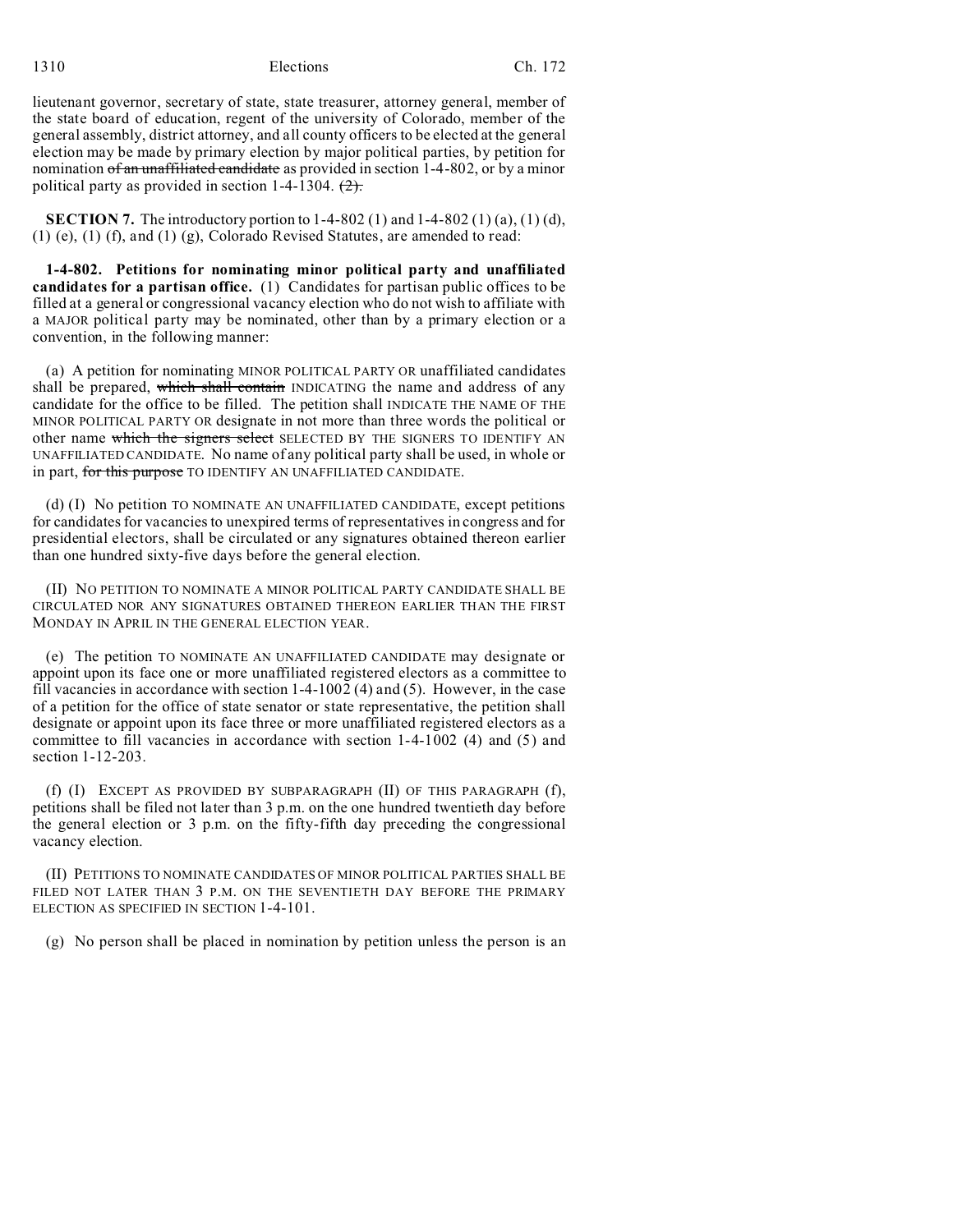lieutenant governor, secretary of state, state treasurer, attorney general, member of the state board of education, regent of the university of Colorado, member of the general assembly, district attorney, and all county officers to be elected at the general election may be made by primary election by major political parties, by petition for nomination ~~of an unaffiliated candidate~~ as provided in section 1-4-802, or by a minor political party as provided in section 1-4-1304. ~~(2).~~

**SECTION 7.** The introductory portion to 1-4-802 (1) and 1-4-802 (1) (a), (1) (d), (1) (e), (1) (f), and (1) (g), Colorado Revised Statutes, are amended to read:

**1-4-802. Petitions for nominating minor political party and unaffiliated candidates for a partisan office.** (1) Candidates for partisan public offices to be filled at a general or congressional vacancy election who do not wish to affiliate with a MAJOR political party may be nominated, other than by a primary election or a convention, in the following manner:

(a) A petition for nominating MINOR POLITICAL PARTY OR unaffiliated candidates shall be prepared, ~~which shall contain~~ INDICATING the name and address of any candidate for the office to be filled. The petition shall INDICATE THE NAME OF THE MINOR POLITICAL PARTY OR designate in not more than three words the political or other name ~~which the signers select~~ SELECTED BY THE SIGNERS TO IDENTIFY AN UNAFFILIATED CANDIDATE. No name of any political party shall be used, in whole or in part, ~~for this purpose~~ TO IDENTIFY AN UNAFFILIATED CANDIDATE.

(d) (I) No petition TO NOMINATE AN UNAFFILIATED CANDIDATE, except petitions for candidates for vacancies to unexpired terms of representatives in congress and for presidential electors, shall be circulated or any signatures obtained thereon earlier than one hundred sixty-five days before the general election.

(II) NO PETITION TO NOMINATE A MINOR POLITICAL PARTY CANDIDATE SHALL BE CIRCULATED NOR ANY SIGNATURES OBTAINED THEREON EARLIER THAN THE FIRST MONDAY IN APRIL IN THE GENERAL ELECTION YEAR.

(e) The petition TO NOMINATE AN UNAFFILIATED CANDIDATE may designate or appoint upon its face one or more unaffiliated registered electors as a committee to fill vacancies in accordance with section 1-4-1002 (4) and (5). However, in the case of a petition for the office of state senator or state representative, the petition shall designate or appoint upon its face three or more unaffiliated registered electors as a committee to fill vacancies in accordance with section 1-4-1002 (4) and (5) and section 1-12-203.

(f) (I) EXCEPT AS PROVIDED BY SUBPARAGRAPH (II) OF THIS PARAGRAPH (f), petitions shall be filed not later than 3 p.m. on the one hundred twentieth day before the general election or 3 p.m. on the fifty-fifth day preceding the congressional vacancy election.

(II) PETITIONS TO NOMINATE CANDIDATES OF MINOR POLITICAL PARTIES SHALL BE FILED NOT LATER THAN 3 P.M. ON THE SEVENTIETH DAY BEFORE THE PRIMARY ELECTION AS SPECIFIED IN SECTION 1-4-101.

(g) No person shall be placed in nomination by petition unless the person is an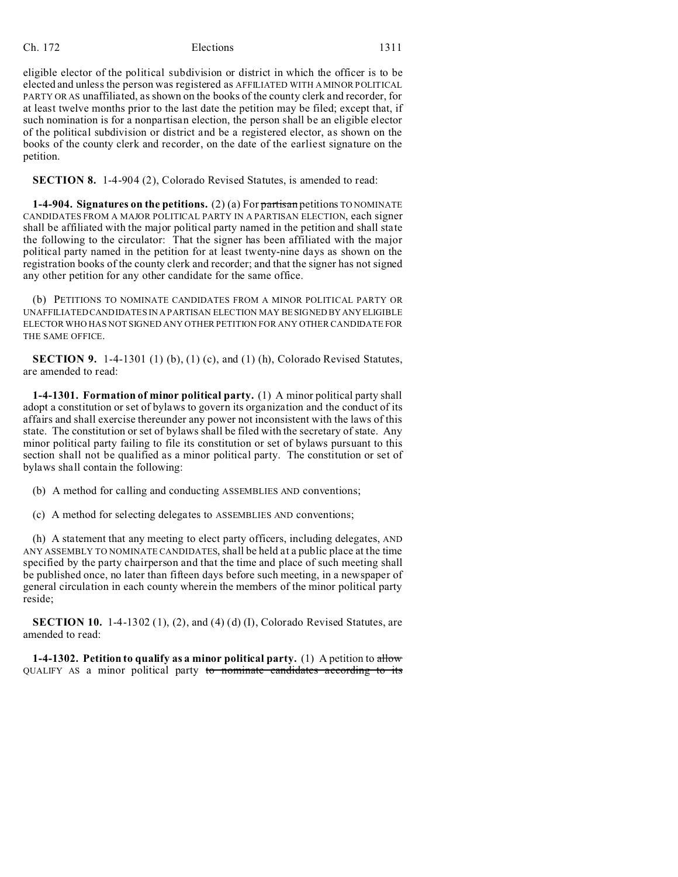eligible elector of the political subdivision or district in which the officer is to be elected and unless the person was registered as AFFILIATED WITH A MINOR POLITICAL PARTY OR AS unaffiliated, as shown on the books of the county clerk and recorder, for at least twelve months prior to the last date the petition may be filed; except that, if such nomination is for a nonpartisan election, the person shall be an eligible elector of the political subdivision or district and be a registered elector, as shown on the books of the county clerk and recorder, on the date of the earliest signature on the petition.

**SECTION 8.** 1-4-904 (2), Colorado Revised Statutes, is amended to read:

**1-4-904. Signatures on the petitions.** (2) (a) For ~~partisan~~ petitions TO NOMINATE CANDIDATES FROM A MAJOR POLITICAL PARTY IN A PARTISAN ELECTION, each signer shall be affiliated with the major political party named in the petition and shall state the following to the circulator: That the signer has been affiliated with the major political party named in the petition for at least twenty-nine days as shown on the registration books of the county clerk and recorder; and that the signer has not signed any other petition for any other candidate for the same office.

(b) PETITIONS TO NOMINATE CANDIDATES FROM A MINOR POLITICAL PARTY OR UNAFFILIATED CANDIDATES IN A PARTISAN ELECTION MAY BE SIGNED BY ANY ELIGIBLE ELECTOR WHO HAS NOT SIGNED ANY OTHER PETITION FOR ANY OTHER CANDIDATE FOR THE SAME OFFICE.

**SECTION 9.** 1-4-1301 (1) (b), (1) (c), and (1) (h), Colorado Revised Statutes, are amended to read:

**1-4-1301. Formation of minor political party.** (1) A minor political party shall adopt a constitution or set of bylaws to govern its organization and the conduct of its affairs and shall exercise thereunder any power not inconsistent with the laws of this state. The constitution or set of bylaws shall be filed with the secretary of state. Any minor political party failing to file its constitution or set of bylaws pursuant to this section shall not be qualified as a minor political party. The constitution or set of bylaws shall contain the following:

(b) A method for calling and conducting ASSEMBLIES AND conventions;

(c) A method for selecting delegates to ASSEMBLIES AND conventions;

(h) A statement that any meeting to elect party officers, including delegates, AND ANY ASSEMBLY TO NOMINATE CANDIDATES, shall be held at a public place at the time specified by the party chairperson and that the time and place of such meeting shall be published once, no later than fifteen days before such meeting, in a newspaper of general circulation in each county wherein the members of the minor political party reside;

**SECTION 10.** 1-4-1302 (1), (2), and (4) (d) (I), Colorado Revised Statutes, are amended to read:

**1-4-1302. Petition to qualify as a minor political party.** (1) A petition to ~~allow~~ QUALIFY AS a minor political party ~~to nominate candidates according to its~~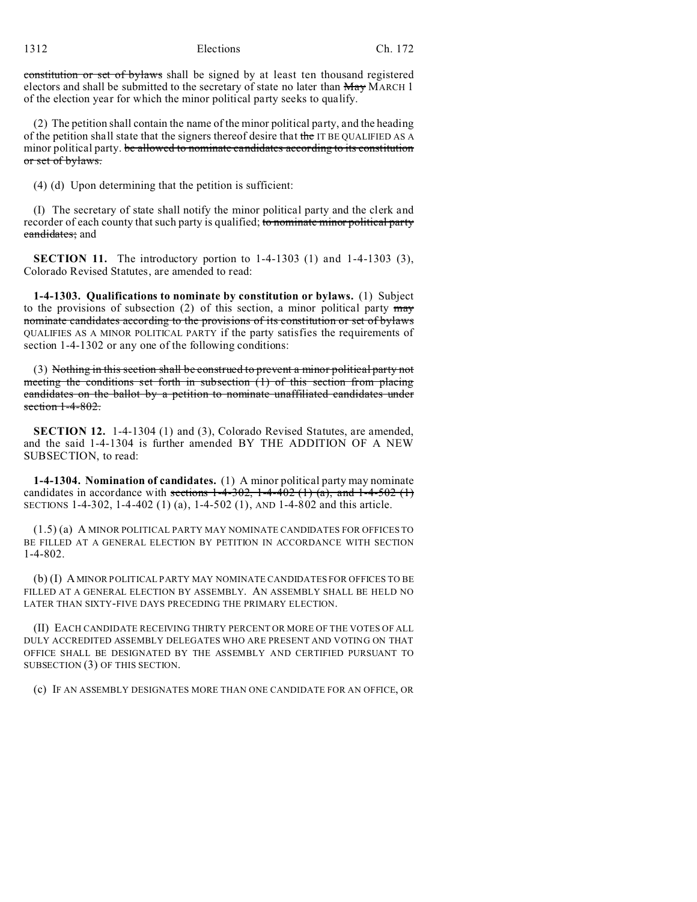~~constitution or set of bylaws~~ shall be signed by at least ten thousand registered electors and shall be submitted to the secretary of state no later than ~~May~~ MARCH 1 of the election year for which the minor political party seeks to qualify.

(2) The petition shall contain the name of the minor political party, and the heading of the petition shall state that the signers thereof desire that ~~the~~ IT BE QUALIFIED AS A minor political party. ~~be allowed to nominate candidates according to its constitution or set of bylaws.~~

(4) (d) Upon determining that the petition is sufficient:

(I) The secretary of state shall notify the minor political party and the clerk and recorder of each county that such party is qualified; ~~to nominate minor political party candidates;~~ and

**SECTION 11.** The introductory portion to 1-4-1303 (1) and 1-4-1303 (3), Colorado Revised Statutes, are amended to read:

**1-4-1303. Qualifications to nominate by constitution or bylaws.** (1) Subject to the provisions of subsection (2) of this section, a minor political party ~~may nominate candidates according to the provisions of its constitution or set of bylaws~~ QUALIFIES AS A MINOR POLITICAL PARTY if the party satisfies the requirements of section 1-4-1302 or any one of the following conditions:

(3) ~~Nothing in this section shall be construed to prevent a minor political party not meeting the conditions set forth in subsection (1) of this section from placing candidates on the ballot by a petition to nominate unaffiliated candidates under section 1-4-802.~~

**SECTION 12.** 1-4-1304 (1) and (3), Colorado Revised Statutes, are amended, and the said 1-4-1304 is further amended BY THE ADDITION OF A NEW SUBSECTION, to read:

**1-4-1304. Nomination of candidates.** (1) A minor political party may nominate candidates in accordance with ~~sections 1-4-302, 1-4-402 (1) (a), and 1-4-502 (1)~~ SECTIONS 1-4-302, 1-4-402 (1) (a), 1-4-502 (1), AND 1-4-802 and this article.

(1.5) (a) A MINOR POLITICAL PARTY MAY NOMINATE CANDIDATES FOR OFFICES TO BE FILLED AT A GENERAL ELECTION BY PETITION IN ACCORDANCE WITH SECTION 1-4-802.

(b) (I) A MINOR POLITICAL PARTY MAY NOMINATE CANDIDATES FOR OFFICES TO BE FILLED AT A GENERAL ELECTION BY ASSEMBLY. AN ASSEMBLY SHALL BE HELD NO LATER THAN SIXTY-FIVE DAYS PRECEDING THE PRIMARY ELECTION.

(II) EACH CANDIDATE RECEIVING THIRTY PERCENT OR MORE OF THE VOTES OF ALL DULY ACCREDITED ASSEMBLY DELEGATES WHO ARE PRESENT AND VOTING ON THAT OFFICE SHALL BE DESIGNATED BY THE ASSEMBLY AND CERTIFIED PURSUANT TO SUBSECTION (3) OF THIS SECTION.

(c) IF AN ASSEMBLY DESIGNATES MORE THAN ONE CANDIDATE FOR AN OFFICE, OR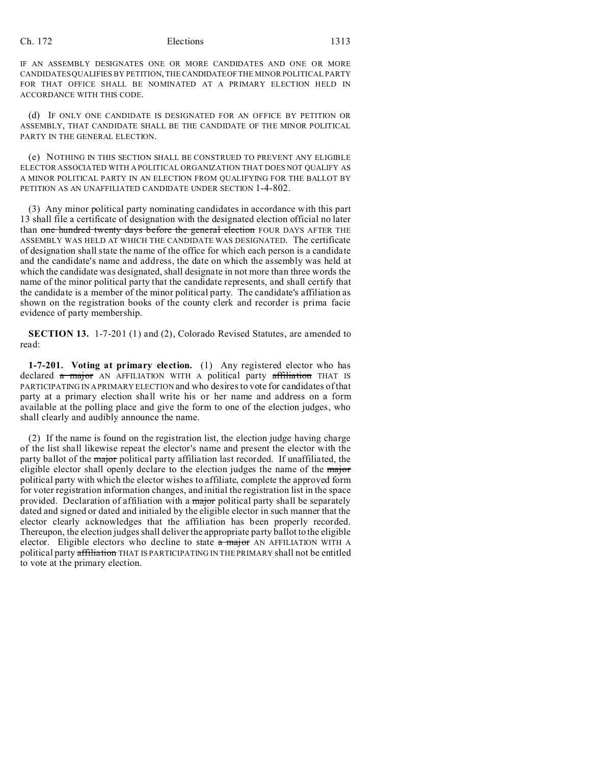IF AN ASSEMBLY DESIGNATES ONE OR MORE CANDIDATES AND ONE OR MORE CANDIDATES QUALIFIES BY PETITION, THE CANDIDATE OF THE MINOR POLITICAL PARTY FOR THAT OFFICE SHALL BE NOMINATED AT A PRIMARY ELECTION HELD IN ACCORDANCE WITH THIS CODE.

(d) IF ONLY ONE CANDIDATE IS DESIGNATED FOR AN OFFICE BY PETITION OR ASSEMBLY, THAT CANDIDATE SHALL BE THE CANDIDATE OF THE MINOR POLITICAL PARTY IN THE GENERAL ELECTION.

(e) NOTHING IN THIS SECTION SHALL BE CONSTRUED TO PREVENT ANY ELIGIBLE ELECTOR ASSOCIATED WITH A POLITICAL ORGANIZATION THAT DOES NOT QUALIFY AS A MINOR POLITICAL PARTY IN AN ELECTION FROM QUALIFYING FOR THE BALLOT BY PETITION AS AN UNAFFILIATED CANDIDATE UNDER SECTION 1-4-802.

(3) Any minor political party nominating candidates in accordance with this part 13 shall file a certificate of designation with the designated election official no later than ~~one hundred twenty days before the general election~~ FOUR DAYS AFTER THE ASSEMBLY WAS HELD AT WHICH THE CANDIDATE WAS DESIGNATED. The certificate of designation shall state the name of the office for which each person is a candidate and the candidate's name and address, the date on which the assembly was held at which the candidate was designated, shall designate in not more than three words the name of the minor political party that the candidate represents, and shall certify that the candidate is a member of the minor political party. The candidate's affiliation as shown on the registration books of the county clerk and recorder is prima facie evidence of party membership.

**SECTION 13.** 1-7-201 (1) and (2), Colorado Revised Statutes, are amended to read:

**1-7-201. Voting at primary election.** (1) Any registered elector who has declared ~~a major~~ AN AFFILIATION WITH A political party ~~affiliation~~ THAT IS PARTICIPATING IN A PRIMARY ELECTION and who desires to vote for candidates of that party at a primary election shall write his or her name and address on a form available at the polling place and give the form to one of the election judges, who shall clearly and audibly announce the name.

(2) If the name is found on the registration list, the election judge having charge of the list shall likewise repeat the elector's name and present the elector with the party ballot of the ~~major~~ political party affiliation last recorded. If unaffiliated, the eligible elector shall openly declare to the election judges the name of the ~~major~~ political party with which the elector wishes to affiliate, complete the approved form for voter registration information changes, and initial the registration list in the space provided. Declaration of affiliation with a ~~major~~ political party shall be separately dated and signed or dated and initialed by the eligible elector in such manner that the elector clearly acknowledges that the affiliation has been properly recorded. Thereupon, the election judges shall deliver the appropriate party ballot to the eligible elector. Eligible electors who decline to state ~~a major~~ AN AFFILIATION WITH A political party ~~affiliation~~ THAT IS PARTICIPATING IN THE PRIMARY shall not be entitled to vote at the primary election.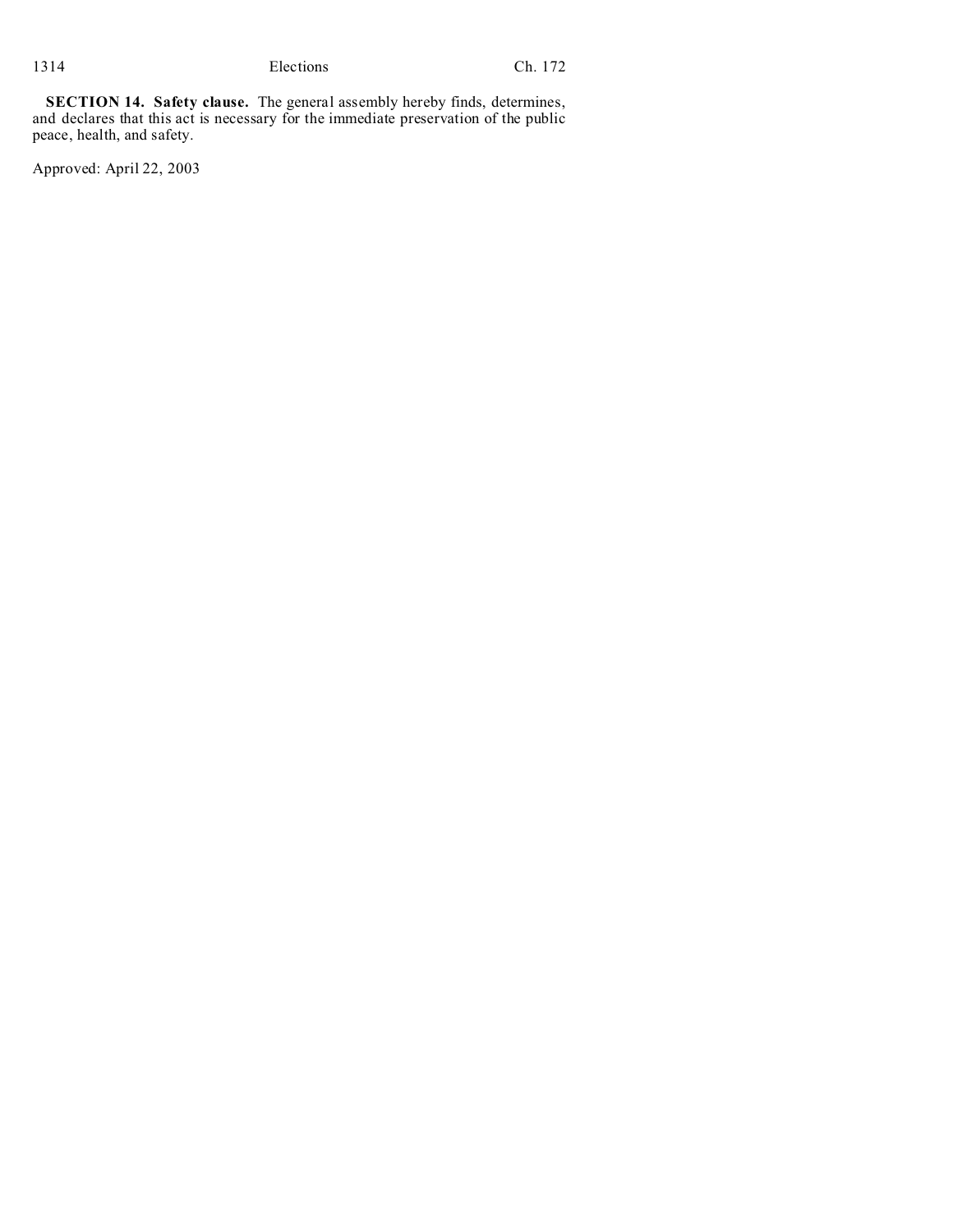**SECTION 14. Safety clause.** The general assembly hereby finds, determines, and declares that this act is necessary for the immediate preservation of the public peace, health, and safety.

Approved: April 22, 2003